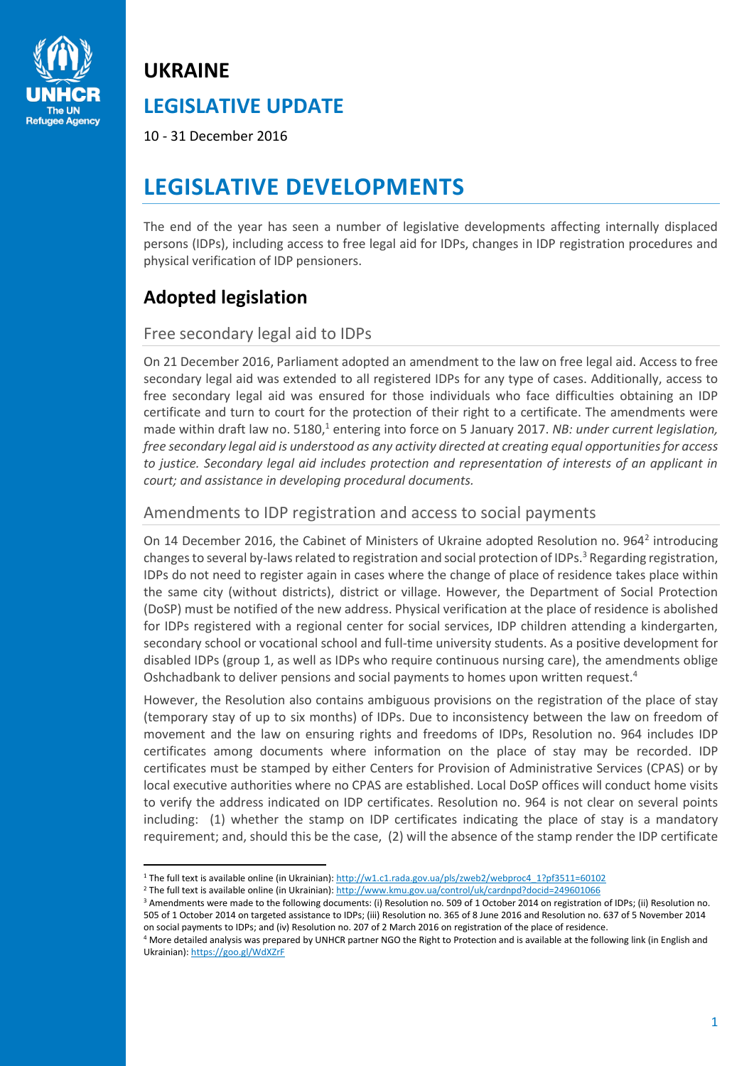# UKRAINE

## LEGISLATIVE UPDATE

10 - 31 December 2016

# LEGISLATIVE DEVELOPMENTS

The end of the year has seen a number of legislative developments affecting internally displaced persons (IDPs), including access to free legal aid for IDPs, changes in IDP registration procedures and physical verification of IDP pensioners.

## Adopted legislation

### Free secondary legal aid to IDPs

On 21 December 2016, Parliament adopted an amendment to the law on free legal aid. Access to free secondary legal aid was extended to all registered IDPs for any type of cases. Additionally, access to free secondary legal aid was ensured for those individuals who face difficulties obtaining an IDP certificate and turn to court for the protection of their right to a certificate. The amendments were made within draft law no. 5180,[1] entering into force on 5 January 2017. *NB: under current legislation, free secondary legal aid is understood as any activity directed at creating equal opportunities for access to justice. Secondary legal aid includes protection and representation of interests of an applicant in court; and assistance in developing procedural documents.*

### Amendments to IDP registration and access to social payments

On 14 December 2016, the Cabinet of Ministers of Ukraine adopted Resolution no. 964[2] introducing changes to several by-laws related to registration and social protection of IDPs.[3] Regarding registration, IDPs do not need to register again in cases where the change of place of residence takes place within the same city (without districts), district or village. However, the Department of Social Protection (DoSP) must be notified of the new address. Physical verification at the place of residence is abolished for IDPs registered with a regional center for social services, IDP children attending a kindergarten, secondary school or vocational school and full-time university students. As a positive development for disabled IDPs (group 1, as well as IDPs who require continuous nursing care), the amendments oblige Oshchadbank to deliver pensions and social payments to homes upon written request.[4]

However, the Resolution also contains ambiguous provisions on the registration of the place of stay (temporary stay of up to six months) of IDPs. Due to inconsistency between the law on freedom of movement and the law on ensuring rights and freedoms of IDPs, Resolution no. 964 includes IDP certificates among documents where information on the place of stay may be recorded. IDP certificates must be stamped by either Centers for Provision of Administrative Services (CPAS) or by local executive authorities where no CPAS are established. Local DoSP offices will conduct home visits to verify the address indicated on IDP certificates. Resolution no. 964 is not clear on several points including: (1) whether the stamp on IDP certificates indicating the place of stay is a mandatory requirement; and, should this be the case, (2) will the absence of the stamp render the IDP certificate

---

[1] The full text is available online (in Ukrainian): http://w1.c1.rada.gov.ua/pls/zweb2/webproc4_1?pf3511=60102

[2] The full text is available online (in Ukrainian): http://www.kmu.gov.ua/control/uk/cardnpd?docid=249601066

[3] Amendments were made to the following documents: (i) Resolution no. 509 of 1 October 2014 on registration of IDPs; (ii) Resolution no. 505 of 1 October 2014 on targeted assistance to IDPs; (iii) Resolution no. 365 of 8 June 2016 and Resolution no. 637 of 5 November 2014 on social payments to IDPs; and (iv) Resolution no. 207 of 2 March 2016 on registration of the place of residence.

[4] More detailed analysis was prepared by UNHCR partner NGO the Right to Protection and is available at the following link (in English and Ukrainian): https://goo.gl/WdXZrF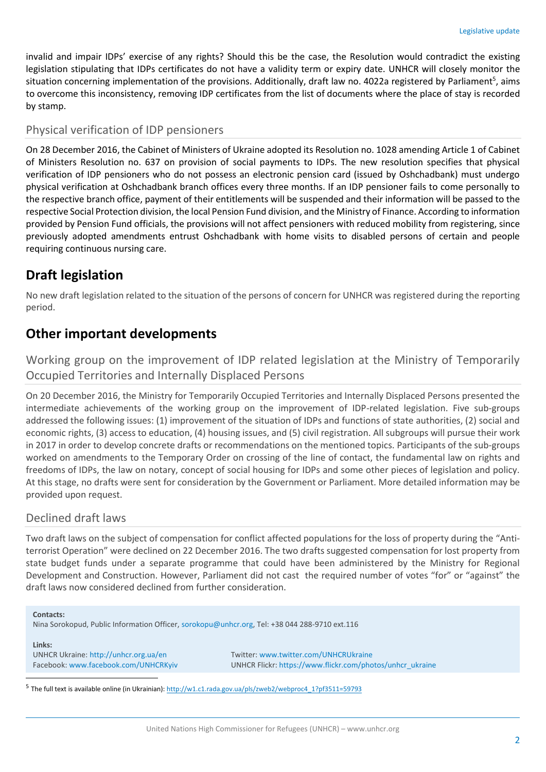invalid and impair IDPs' exercise of any rights? Should this be the case, the Resolution would contradict the existing legislation stipulating that IDPs certificates do not have a validity term or expiry date. UNHCR will closely monitor the situation concerning implementation of the provisions. Additionally, draft law no. 4022a registered by Parliament[5], aims to overcome this inconsistency, removing IDP certificates from the list of documents where the place of stay is recorded by stamp.

### Physical verification of IDP pensioners

On 28 December 2016, the Cabinet of Ministers of Ukraine adopted its Resolution no. 1028 amending Article 1 of Cabinet of Ministers Resolution no. 637 on provision of social payments to IDPs. The new resolution specifies that physical verification of IDP pensioners who do not possess an electronic pension card (issued by Oshchadbank) must undergo physical verification at Oshchadbank branch offices every three months. If an IDP pensioner fails to come personally to the respective branch office, payment of their entitlements will be suspended and their information will be passed to the respective Social Protection division, the local Pension Fund division, and the Ministry of Finance. According to information provided by Pension Fund officials, the provisions will not affect pensioners with reduced mobility from registering, since previously adopted amendments entrust Oshchadbank with home visits to disabled persons of certain and people requiring continuous nursing care.

## Draft legislation

No new draft legislation related to the situation of the persons of concern for UNHCR was registered during the reporting period.

## Other important developments

### Working group on the improvement of IDP related legislation at the Ministry of Temporarily Occupied Territories and Internally Displaced Persons

On 20 December 2016, the Ministry for Temporarily Occupied Territories and Internally Displaced Persons presented the intermediate achievements of the working group on the improvement of IDP-related legislation. Five sub-groups addressed the following issues: (1) improvement of the situation of IDPs and functions of state authorities, (2) social and economic rights, (3) access to education, (4) housing issues, and (5) civil registration. All subgroups will pursue their work in 2017 in order to develop concrete drafts or recommendations on the mentioned topics. Participants of the sub-groups worked on amendments to the Temporary Order on crossing of the line of contact, the fundamental law on rights and freedoms of IDPs, the law on notary, concept of social housing for IDPs and some other pieces of legislation and policy. At this stage, no drafts were sent for consideration by the Government or Parliament. More detailed information may be provided upon request.

### Declined draft laws

Two draft laws on the subject of compensation for conflict affected populations for the loss of property during the "Anti-terrorist Operation" were declined on 22 December 2016. The two drafts suggested compensation for lost property from state budget funds under a separate programme that could have been administered by the Ministry for Regional Development and Construction. However, Parliament did not cast the required number of votes "for" or "against" the draft laws now considered declined from further consideration.

**Contacts:**
Nina Sorokopud, Public Information Officer, sorokopu@unhcr.org, Tel: +38 044 288-9710 ext.116

**Links:**
UNHCR Ukraine: http://unhcr.org.ua/en
Facebook: www.facebook.com/UNHCRKyiv
Twitter: www.twitter.com/UNHCRUkraine
UNHCR Flickr: https://www.flickr.com/photos/unhcr_ukraine

[5] The full text is available online (in Ukrainian): http://w1.c1.rada.gov.ua/pls/zweb2/webproc4_1?pf3511=59793